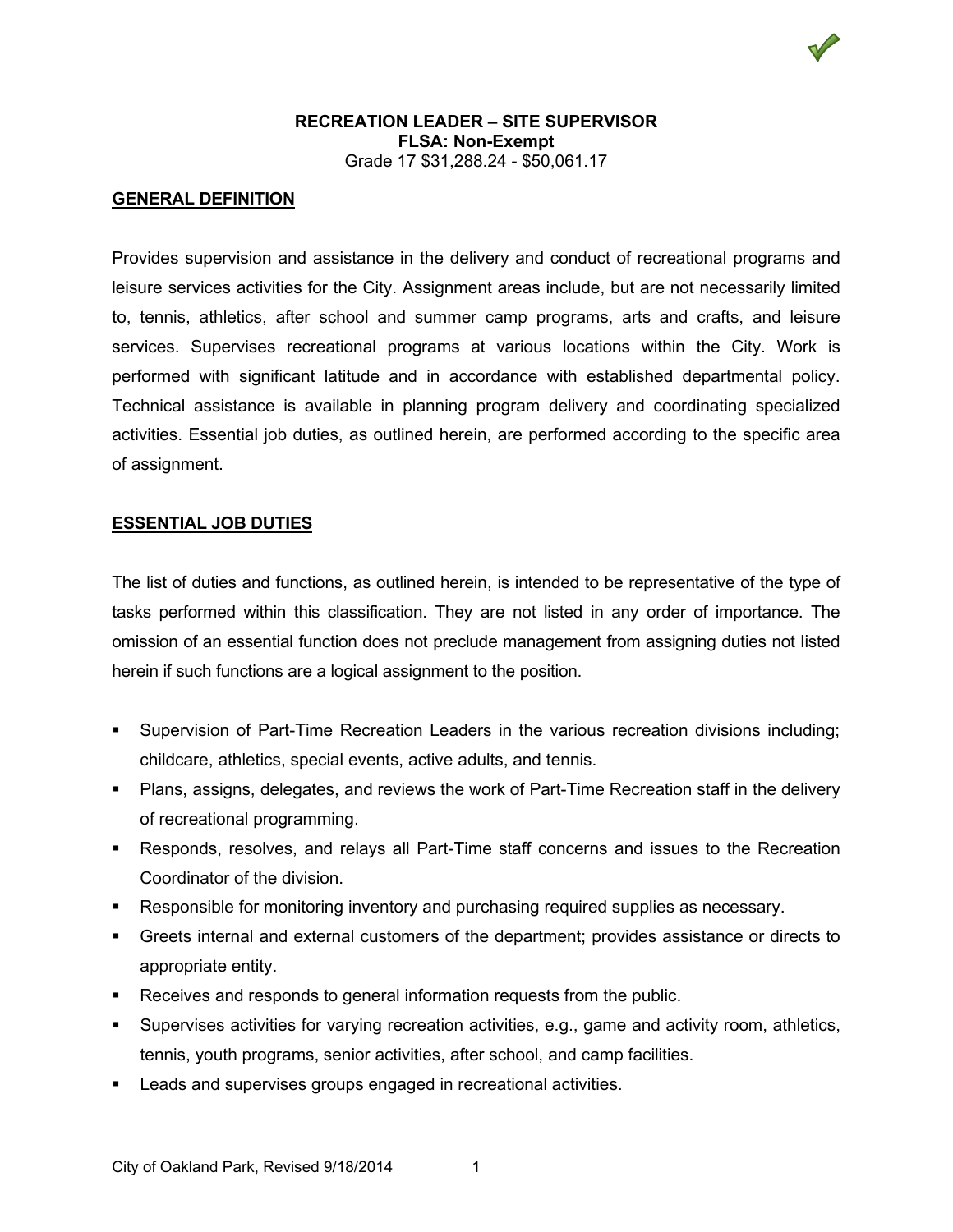# RECREATION LEADER – SITE SUPERVISOR

**FLSA: Non-Exempt**

Grade 17 $31,288.24 - $50,061.17

## GENERAL DEFINITION

Provides supervision and assistance in the delivery and conduct of recreational programs and leisure services activities for the City. Assignment areas include, but are not necessarily limited to, tennis, athletics, after school and summer camp programs, arts and crafts, and leisure services. Supervises recreational programs at various locations within the City. Work is performed with significant latitude and in accordance with established departmental policy. Technical assistance is available in planning program delivery and coordinating specialized activities. Essential job duties, as outlined herein, are performed according to the specific area of assignment.

## ESSENTIAL JOB DUTIES

The list of duties and functions, as outlined herein, is intended to be representative of the type of tasks performed within this classification. They are not listed in any order of importance. The omission of an essential function does not preclude management from assigning duties not listed herein if such functions are a logical assignment to the position.

- Supervision of Part-Time Recreation Leaders in the various recreation divisions including; childcare, athletics, special events, active adults, and tennis.
- Plans, assigns, delegates, and reviews the work of Part-Time Recreation staff in the delivery of recreational programming.
- Responds, resolves, and relays all Part-Time staff concerns and issues to the Recreation Coordinator of the division.
- Responsible for monitoring inventory and purchasing required supplies as necessary.
- Greets internal and external customers of the department; provides assistance or directs to appropriate entity.
- Receives and responds to general information requests from the public.
- Supervises activities for varying recreation activities, e.g., game and activity room, athletics, tennis, youth programs, senior activities, after school, and camp facilities.
- Leads and supervises groups engaged in recreational activities.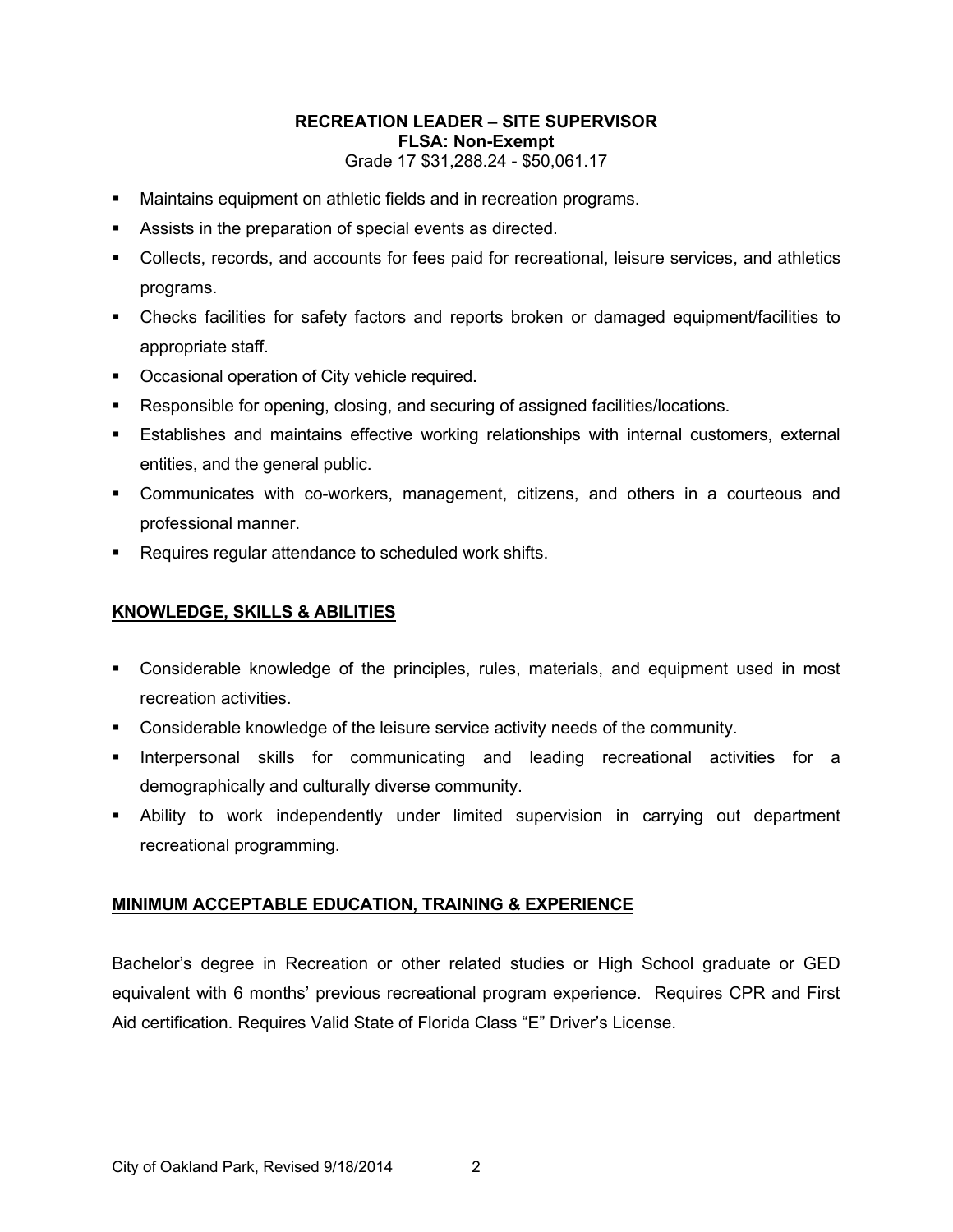**RECREATION LEADER – SITE SUPERVISOR**
**FLSA: Non-Exempt**
Grade 17 $31,288.24 - $50,061.17

- Maintains equipment on athletic fields and in recreation programs.
- Assists in the preparation of special events as directed.
- Collects, records, and accounts for fees paid for recreational, leisure services, and athletics programs.
- Checks facilities for safety factors and reports broken or damaged equipment/facilities to appropriate staff.
- Occasional operation of City vehicle required.
- Responsible for opening, closing, and securing of assigned facilities/locations.
- Establishes and maintains effective working relationships with internal customers, external entities, and the general public.
- Communicates with co-workers, management, citizens, and others in a courteous and professional manner.
- Requires regular attendance to scheduled work shifts.

## KNOWLEDGE, SKILLS & ABILITIES

- Considerable knowledge of the principles, rules, materials, and equipment used in most recreation activities.
- Considerable knowledge of the leisure service activity needs of the community.
- Interpersonal skills for communicating and leading recreational activities for a demographically and culturally diverse community.
- Ability to work independently under limited supervision in carrying out department recreational programming.

## MINIMUM ACCEPTABLE EDUCATION, TRAINING & EXPERIENCE

Bachelor's degree in Recreation or other related studies or High School graduate or GED equivalent with 6 months' previous recreational program experience. Requires CPR and First Aid certification. Requires Valid State of Florida Class "E" Driver's License.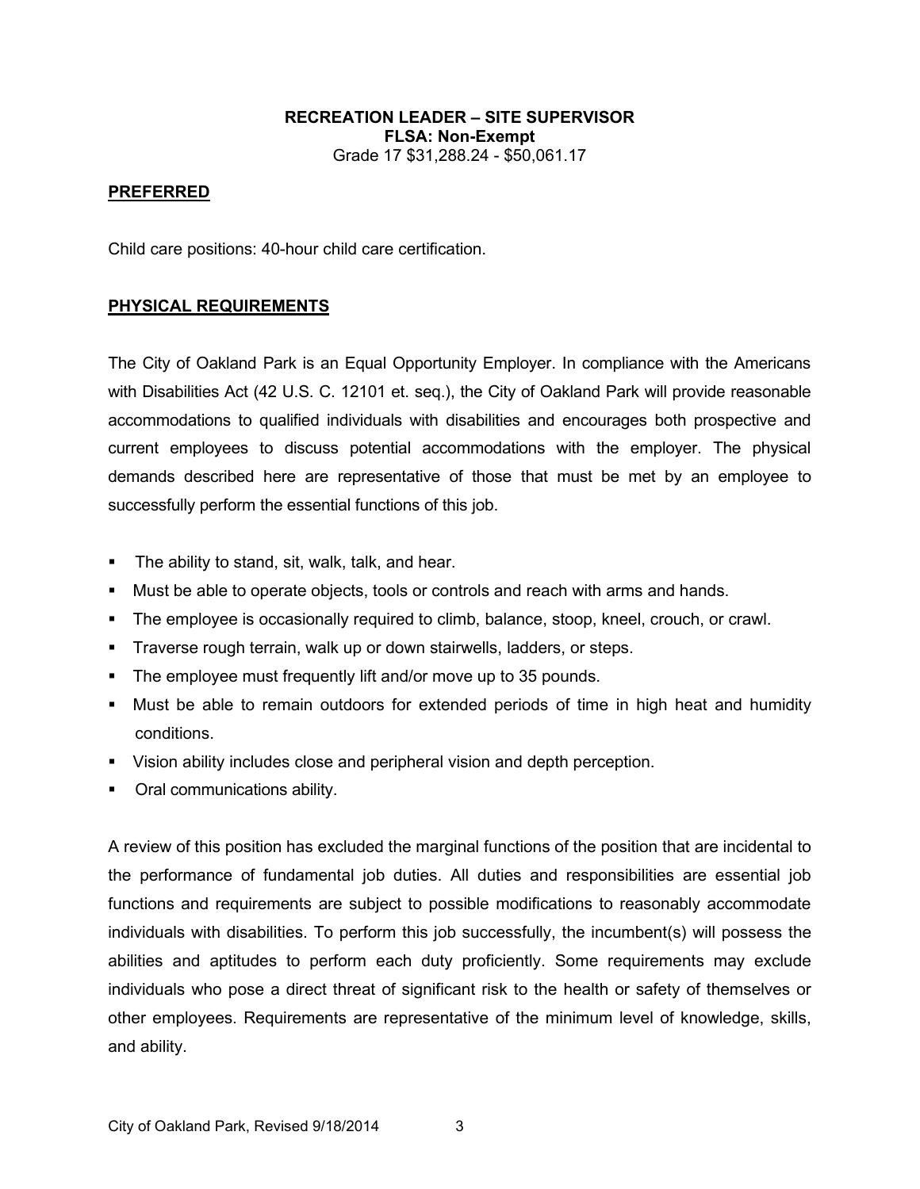**RECREATION LEADER – SITE SUPERVISOR**
**FLSA: Non-Exempt**
Grade 17 $31,288.24 - $50,061.17

## PREFERRED

Child care positions: 40-hour child care certification.

## PHYSICAL REQUIREMENTS

The City of Oakland Park is an Equal Opportunity Employer. In compliance with the Americans with Disabilities Act (42 U.S. C. 12101 et. seq.), the City of Oakland Park will provide reasonable accommodations to qualified individuals with disabilities and encourages both prospective and current employees to discuss potential accommodations with the employer. The physical demands described here are representative of those that must be met by an employee to successfully perform the essential functions of this job.

- The ability to stand, sit, walk, talk, and hear.
- Must be able to operate objects, tools or controls and reach with arms and hands.
- The employee is occasionally required to climb, balance, stoop, kneel, crouch, or crawl.
- Traverse rough terrain, walk up or down stairwells, ladders, or steps.
- The employee must frequently lift and/or move up to 35 pounds.
- Must be able to remain outdoors for extended periods of time in high heat and humidity conditions.
- Vision ability includes close and peripheral vision and depth perception.
- Oral communications ability.

A review of this position has excluded the marginal functions of the position that are incidental to the performance of fundamental job duties. All duties and responsibilities are essential job functions and requirements are subject to possible modifications to reasonably accommodate individuals with disabilities. To perform this job successfully, the incumbent(s) will possess the abilities and aptitudes to perform each duty proficiently. Some requirements may exclude individuals who pose a direct threat of significant risk to the health or safety of themselves or other employees. Requirements are representative of the minimum level of knowledge, skills, and ability.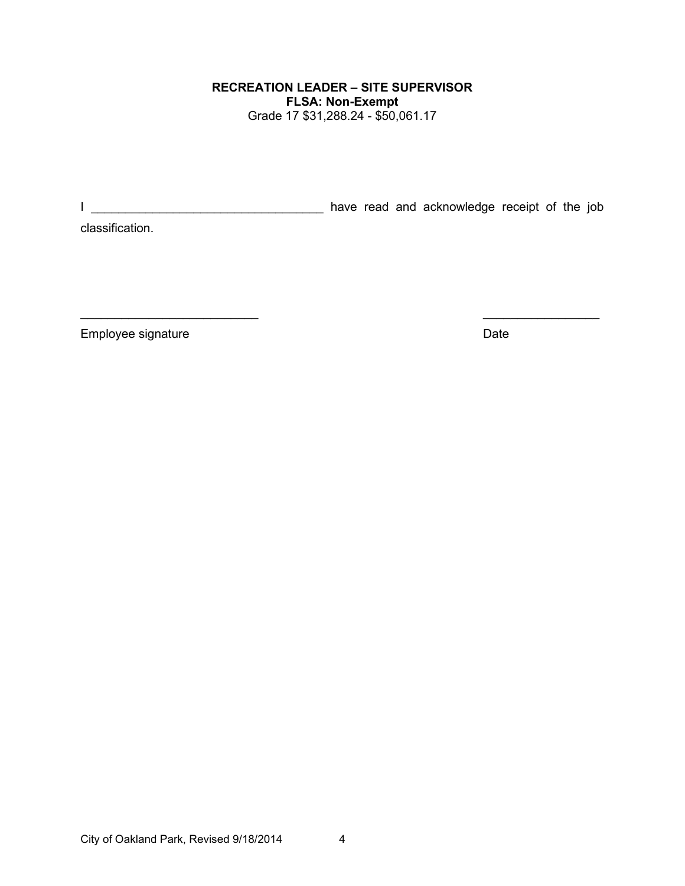**RECREATION LEADER – SITE SUPERVISOR**
**FLSA: Non-Exempt**
Grade 17 $31,288.24 - $50,061.17

I ___________________________________ have read and acknowledge receipt of the job classification.

___________________________ &nbsp;&nbsp;&nbsp;&nbsp;&nbsp;&nbsp;&nbsp;&nbsp;&nbsp;&nbsp;&nbsp;&nbsp;&nbsp;&nbsp;&nbsp;&nbsp;&nbsp;&nbsp;&nbsp;&nbsp; _________________

Employee signature &nbsp;&nbsp;&nbsp;&nbsp;&nbsp;&nbsp;&nbsp;&nbsp;&nbsp;&nbsp;&nbsp;&nbsp;&nbsp;&nbsp;&nbsp;&nbsp;&nbsp;&nbsp;&nbsp;&nbsp;&nbsp;&nbsp;&nbsp;&nbsp;&nbsp;&nbsp;&nbsp;&nbsp;&nbsp;&nbsp;&nbsp;&nbsp;&nbsp;&nbsp;&nbsp;&nbsp; Date

City of Oakland Park, Revised 9/18/2014